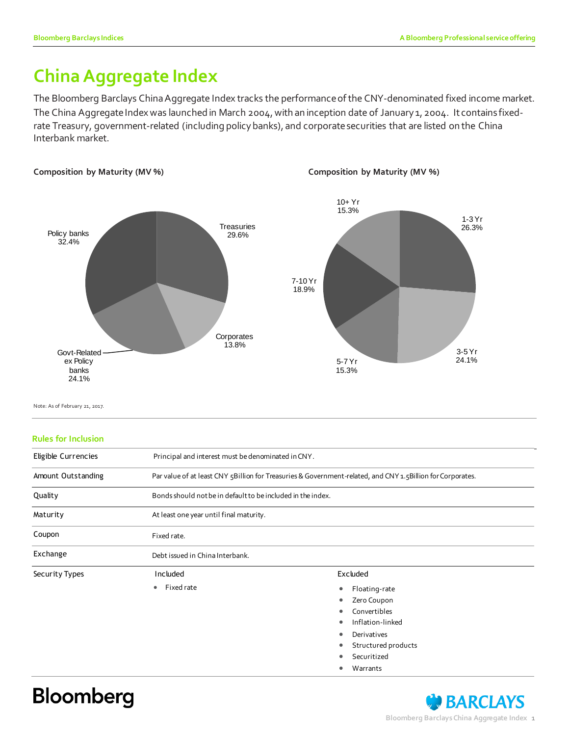# China Aggregate Index

The Bloomberg Barclays China Aggregate Index tracks the performance of the CNY-denominated fixed income market. The China Aggregate Index was launched in March 2004, with an inception date of January 1, 2004. It contains fixed-rate Treasury, government-related (including policy banks), and corporate securities that are listed on the China Interbank market.

**Composition by Maturity (MV %)**

| Sector | MV % |
|---|---|
| Treasuries | 29.6% |
| Corporates | 13.8% |
| Govt-Related ex Policy banks | 24.1% |
| Policy banks | 32.4% |

**Composition by Maturity (MV %)**

| Maturity | MV % |
|---|---|
| 1-3 Yr | 26.3% |
| 3-5 Yr | 24.1% |
| 5-7 Yr | 15.3% |
| 7-10 Yr | 18.9% |
| 10+ Yr | 15.3% |

Note: As of February 21, 2017.

## Rules for Inclusion

| | | |
|---|---|---|
| Eligible Currencies | Principal and interest must be denominated in CNY. | |
| Amount Outstanding | Par value of at least CNY 5Billion for Treasuries & Government-related, and CNY 1.5Billion for Corporates. | |
| Quality | Bonds should not be in default to be included in the index. | |
| Maturity | At least one year until final maturity. | |
| Coupon | Fixed rate. | |
| Exchange | Debt issued in China Interbank. | |
| Security Types | Included<br>• Fixed rate | Excluded<br>• Floating-rate<br>• Zero Coupon<br>• Convertibles<br>• Inflation-linked<br>• Derivatives<br>• Structured products<br>• Securitized<br>• Warrants |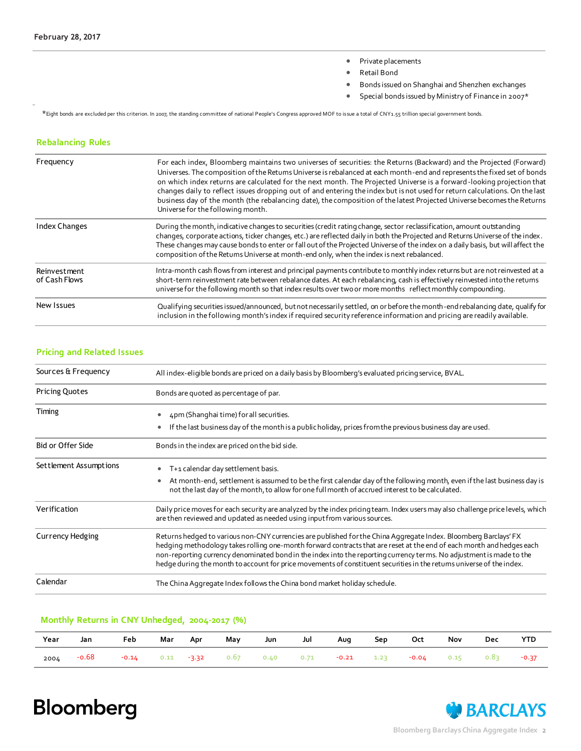- Private placements
- Retail Bond
- Bonds issued on Shanghai and Shenzhen exchanges
- Special bonds issued by Ministry of Finance in 2007*

*Eight bonds are excluded per this criterion. In 2007, the standing committee of national People's Congress approved MOF to issue a total of CNY1.55 trillion special government bonds.

## Rebalancing Rules

| | |
|---|---|
| Frequency | For each index, Bloomberg maintains two universes of securities: the Returns (Backward) and the Projected (Forward) Universes. The composition of the Returns Universe is rebalanced at each month-end and represents the fixed set of bonds on which index returns are calculated for the next month. The Projected Universe is a forward-looking projection that changes daily to reflect issues dropping out of and entering the index but is not used for return calculations. On the last business day of the month (the rebalancing date), the composition of the latest Projected Universe becomes the Returns Universe for the following month. |
| Index Changes | During the month, indicative changes to securities (credit rating change, sector reclassification, amount outstanding changes, corporate actions, ticker changes, etc.) are reflected daily in both the Projected and Returns Universe of the index. These changes may cause bonds to enter or fall out of the Projected Universe of the index on a daily basis, but will affect the composition of the Returns Universe at month-end only, when the index is next rebalanced. |
| Reinvestment of Cash Flows | Intra-month cash flows from interest and principal payments contribute to monthly index returns but are not reinvested at a short-term reinvestment rate between rebalance dates. At each rebalancing, cash is effectively reinvested into the returns universe for the following month so that index results over two or more months reflect monthly compounding. |
| New Issues | Qualifying securities issued/announced, but not necessarily settled, on or before the month-end rebalancing date, qualify for inclusion in the following month's index if required security reference information and pricing are readily available. |

## Pricing and Related Issues

| | |
|---|---|
| Sources & Frequency | All index-eligible bonds are priced on a daily basis by Bloomberg's evaluated pricing service, BVAL. |
| Pricing Quotes | Bonds are quoted as percentage of par. |
| Timing | • 4pm (Shanghai time) for all securities.<br>• If the last business day of the month is a public holiday, prices from the previous business day are used. |
| Bid or Offer Side | Bonds in the index are priced on the bid side. |
| Settlement Assumptions | • T+1 calendar day settlement basis.<br>• At month-end, settlement is assumed to be the first calendar day of the following month, even if the last business day is not the last day of the month, to allow for one full month of accrued interest to be calculated. |
| Verification | Daily price moves for each security are analyzed by the index pricing team. Index users may also challenge price levels, which are then reviewed and updated as needed using input from various sources. |
| Currency Hedging | Returns hedged to various non-CNY currencies are published for the China Aggregate Index. Bloomberg Barclays' FX hedging methodology takes rolling one-month forward contracts that are reset at the end of each month and hedges each non-reporting currency denominated bond in the index into the reporting currency terms. No adjustment is made to the hedge during the month to account for price movements of constituent securities in the returns universe of the index. |
| Calendar | The China Aggregate Index follows the China bond market holiday schedule. |

## Monthly Returns in CNY Unhedged, 2004-2017 (%)

| Year | Jan | Feb | Mar | Apr | May | Jun | Jul | Aug | Sep | Oct | Nov | Dec | YTD |
|---|---|---|---|---|---|---|---|---|---|---|---|---|---|
| 2004 | -0.68 | -0.14 | 0.11 | -3.32 | 0.67 | 0.40 | 0.71 | -0.21 | 1.23 | -0.04 | 0.15 | 0.83 | -0.37 |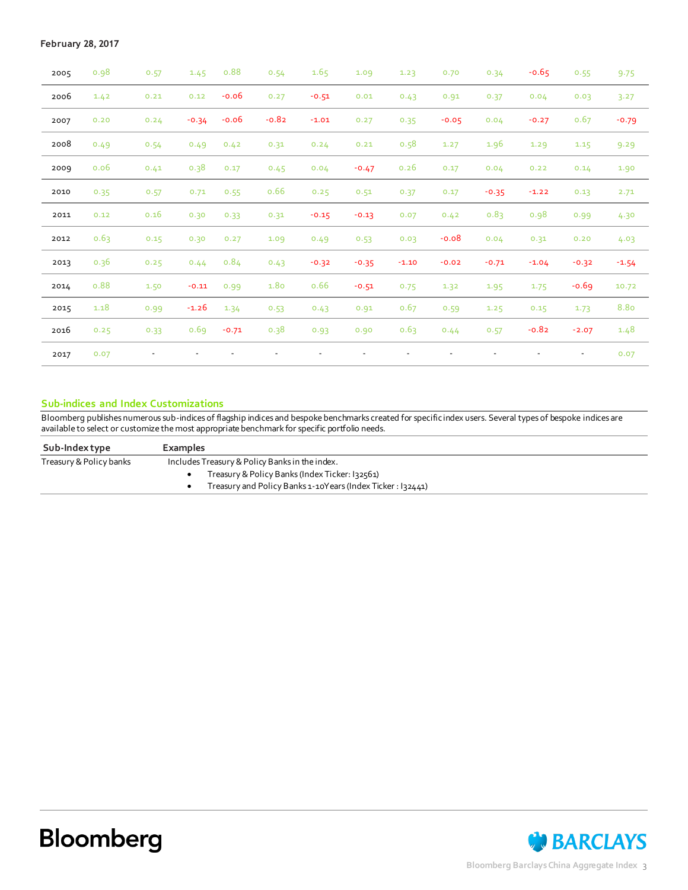February 28, 2017

| | | | | | | | | | | | | | |
|---|---|---|---|---|---|---|---|---|---|---|---|---|---|
| 2005 | 0.98 | 0.57 | 1.45 | 0.88 | 0.54 | 1.65 | 1.09 | 1.23 | 0.70 | 0.34 | -0.65 | 0.55 | 9.75 |
| 2006 | 1.42 | 0.21 | 0.12 | -0.06 | 0.27 | -0.51 | 0.01 | 0.43 | 0.91 | 0.37 | 0.04 | 0.03 | 3.27 |
| 2007 | 0.20 | 0.24 | -0.34 | -0.06 | -0.82 | -1.01 | 0.27 | 0.35 | -0.05 | 0.04 | -0.27 | 0.67 | -0.79 |
| 2008 | 0.49 | 0.54 | 0.49 | 0.42 | 0.31 | 0.24 | 0.21 | 0.58 | 1.27 | 1.96 | 1.29 | 1.15 | 9.29 |
| 2009 | 0.06 | 0.41 | 0.38 | 0.17 | 0.45 | 0.04 | -0.47 | 0.26 | 0.17 | 0.04 | 0.22 | 0.14 | 1.90 |
| 2010 | 0.35 | 0.57 | 0.71 | 0.55 | 0.66 | 0.25 | 0.51 | 0.37 | 0.17 | -0.35 | -1.22 | 0.13 | 2.71 |
| 2011 | 0.12 | 0.16 | 0.30 | 0.33 | 0.31 | -0.15 | -0.13 | 0.07 | 0.42 | 0.83 | 0.98 | 0.99 | 4.30 |
| 2012 | 0.63 | 0.15 | 0.30 | 0.27 | 1.09 | 0.49 | 0.53 | 0.03 | -0.08 | 0.04 | 0.31 | 0.20 | 4.03 |
| 2013 | 0.36 | 0.25 | 0.44 | 0.84 | 0.43 | -0.32 | -0.35 | -1.10 | -0.02 | -0.71 | -1.04 | -0.32 | -1.54 |
| 2014 | 0.88 | 1.50 | -0.11 | 0.99 | 1.80 | 0.66 | -0.51 | 0.75 | 1.32 | 1.95 | 1.75 | -0.69 | 10.72 |
| 2015 | 1.18 | 0.99 | -1.26 | 1.34 | 0.53 | 0.43 | 0.91 | 0.67 | 0.59 | 1.25 | 0.15 | 1.73 | 8.80 |
| 2016 | 0.25 | 0.33 | 0.69 | -0.71 | 0.38 | 0.93 | 0.90 | 0.63 | 0.44 | 0.57 | -0.82 | -2.07 | 1.48 |
| 2017 | 0.07 | - | - | - | - | - | - | - | - | - | - | - | 0.07 |

## Sub-indices and Index Customizations

Bloomberg publishes numerous sub-indices of flagship indices and bespoke benchmarks created for specific index users. Several types of bespoke indices are available to select or customize the most appropriate benchmark for specific portfolio needs.

| Sub-Index type | Examples |
|---|---|
| Treasury & Policy banks | Includes Treasury & Policy Banks in the index.<br>• Treasury & Policy Banks (Index Ticker: I32561)<br>• Treasury and Policy Banks 1-10Years (Index Ticker : I32441) |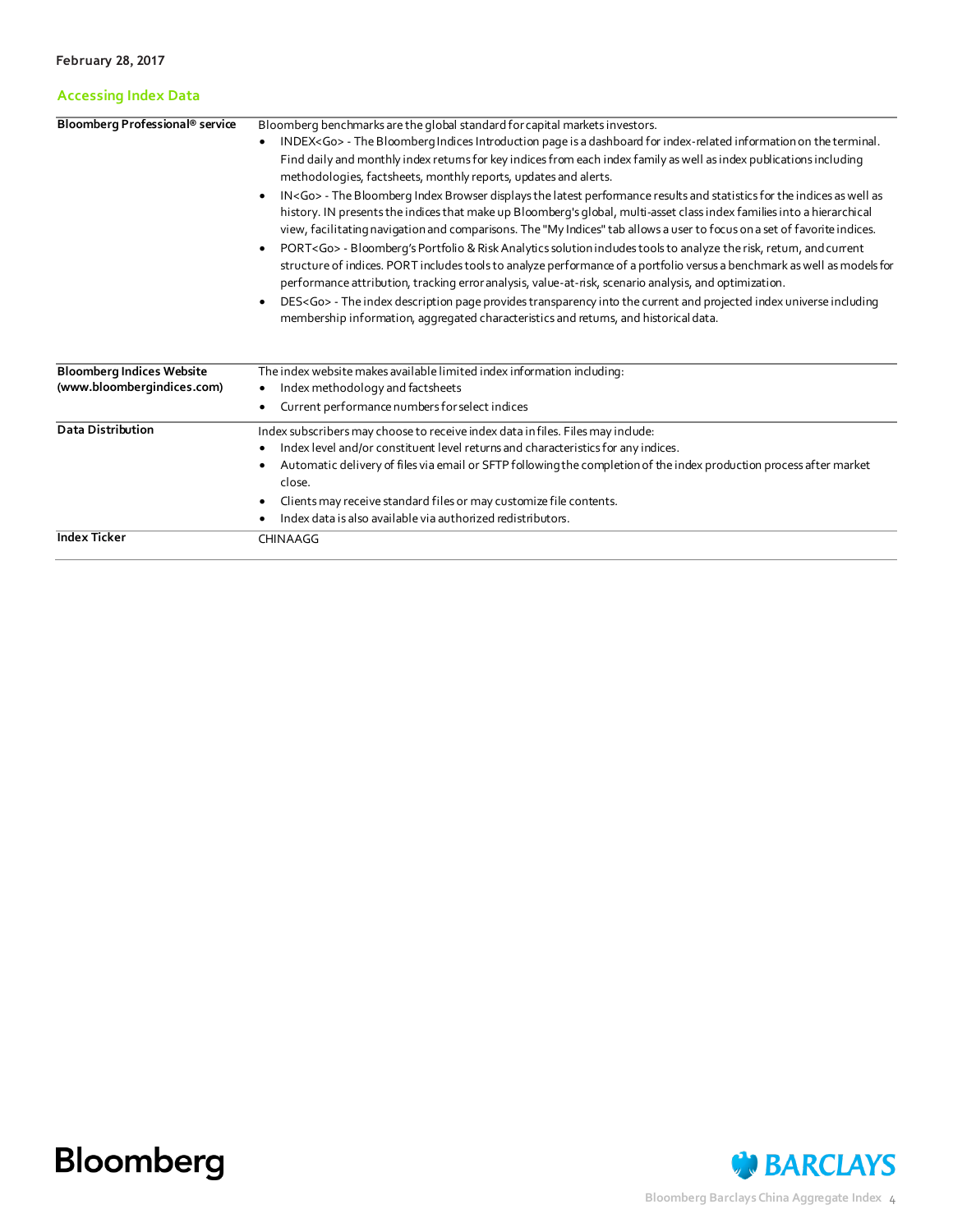February 28, 2017

## Accessing Index Data

| | |
|---|---|
| **Bloomberg Professional® service** | Bloomberg benchmarks are the global standard for capital markets investors.<br>• INDEX<Go> - The Bloomberg Indices Introduction page is a dashboard for index-related information on the terminal. Find daily and monthly index returns for key indices from each index family as well as index publications including methodologies, factsheets, monthly reports, updates and alerts.<br>• IN<Go> - The Bloomberg Index Browser displays the latest performance results and statistics for the indices as well as history. IN presents the indices that make up Bloomberg's global, multi-asset class index families into a hierarchical view, facilitating navigation and comparisons. The "My Indices" tab allows a user to focus on a set of favorite indices.<br>• PORT<Go> - Bloomberg's Portfolio & Risk Analytics solution includes tools to analyze the risk, return, and current structure of indices. PORT includes tools to analyze performance of a portfolio versus a benchmark as well as models for performance attribution, tracking error analysis, value-at-risk, scenario analysis, and optimization.<br>• DES<Go> - The index description page provides transparency into the current and projected index universe including membership information, aggregated characteristics and returns, and historical data. |
| **Bloomberg Indices Website (www.bloombergindices.com)** | The index website makes available limited index information including:<br>• Index methodology and factsheets<br>• Current performance numbers for select indices |
| **Data Distribution** | Index subscribers may choose to receive index data in files. Files may include:<br>• Index level and/or constituent level returns and characteristics for any indices.<br>• Automatic delivery of files via email or SFTP following the completion of the index production process after market close.<br>• Clients may receive standard files or may customize file contents.<br>• Index data is also available via authorized redistributors. |
| **Index Ticker** | CHINAAGG |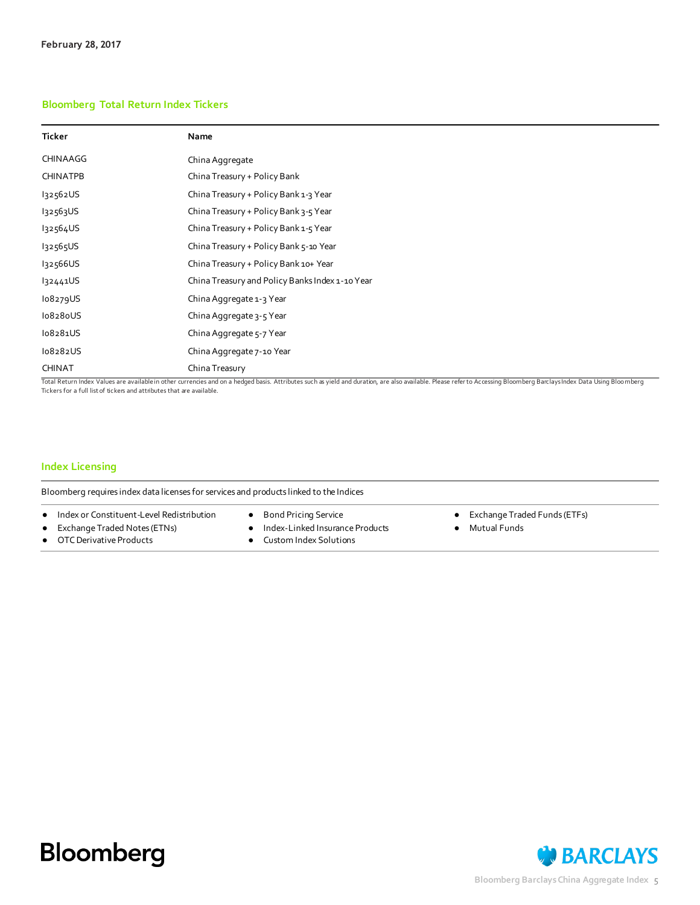## Bloomberg Total Return Index Tickers

| Ticker | Name |
|---|---|
| CHINAAGG | China Aggregate |
| CHINATPB | China Treasury + Policy Bank |
| I32562US | China Treasury + Policy Bank 1-3 Year |
| I32563US | China Treasury + Policy Bank 3-5 Year |
| I32564US | China Treasury + Policy Bank 1-5 Year |
| I32565US | China Treasury + Policy Bank 5-10 Year |
| I32566US | China Treasury + Policy Bank 10+ Year |
| I32441US | China Treasury and Policy Banks Index 1-10 Year |
| I08279US | China Aggregate 1-3 Year |
| I08280US | China Aggregate 3-5 Year |
| I08281US | China Aggregate 5-7 Year |
| I08282US | China Aggregate 7-10 Year |
| CHINAT | China Treasury |

Total Return Index Values are available in other currencies and on a hedged basis. Attributes such as yield and duration, are also available. Please refer to Accessing Bloomberg Barclays Index Data Using Bloomberg Tickers for a full list of tickers and attributes that are available.

## Index Licensing

Bloomberg requires index data licenses for services and products linked to the Indices

- Index or Constituent-Level Redistribution
- Exchange Traded Notes (ETNs)
- OTC Derivative Products
- Bond Pricing Service
- Index-Linked Insurance Products
- Custom Index Solutions
- Exchange Traded Funds (ETFs)
- Mutual Funds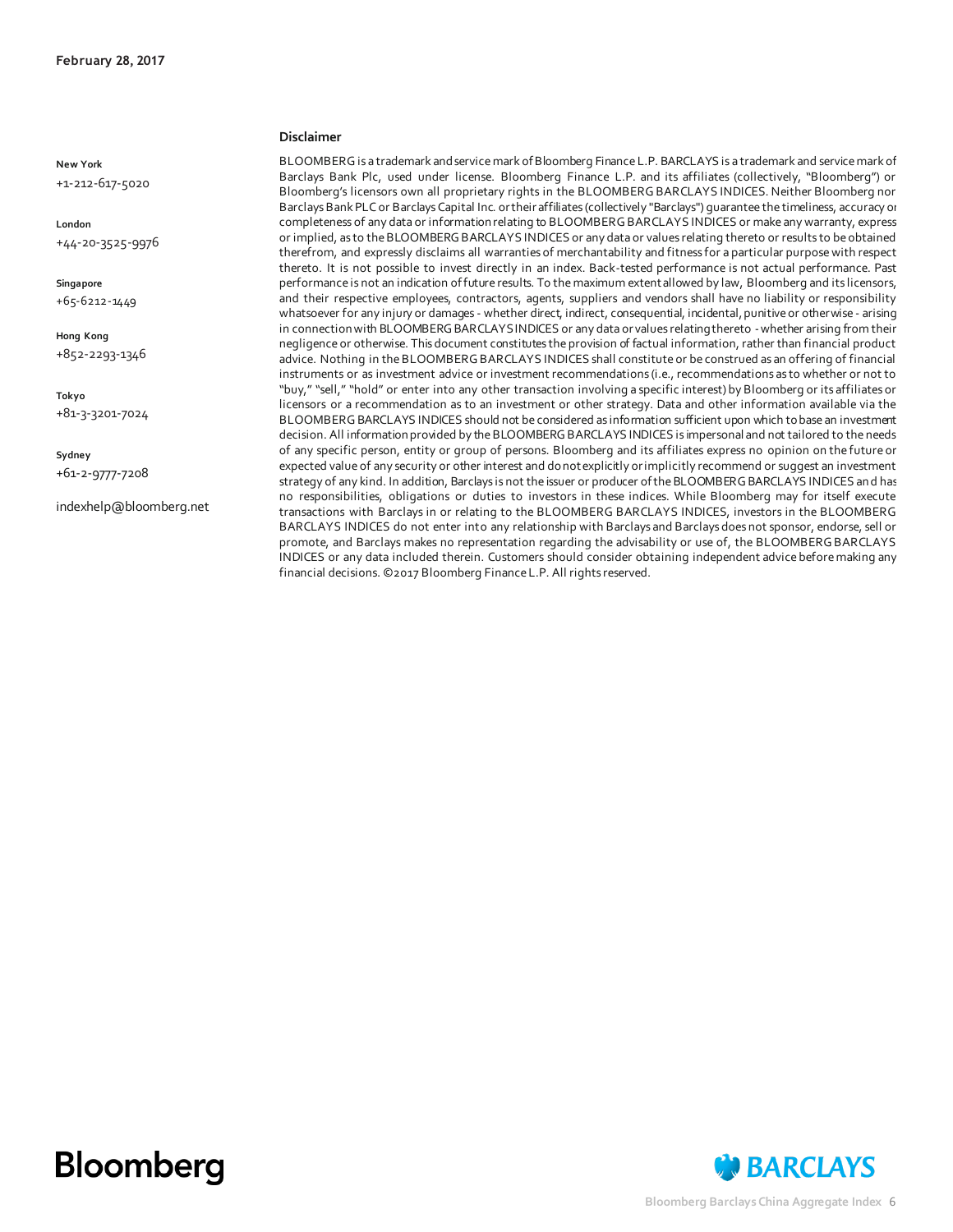February 28, 2017

New York
+1-212-617-5020

London
+44-20-3525-9976

Singapore
+65-6212-1449

Hong Kong
+852-2293-1346

Tokyo
+81-3-3201-7024

Sydney
+61-2-9777-7208

indexhelp@bloomberg.net

### Disclaimer

BLOOMBERG is a trademark and service mark of Bloomberg Finance L.P. BARCLAYS is a trademark and service mark of Barclays Bank Plc, used under license. Bloomberg Finance L.P. and its affiliates (collectively, "Bloomberg") or Bloomberg's licensors own all proprietary rights in the BLOOMBERG BARCLAYS INDICES. Neither Bloomberg nor Barclays Bank PLC or Barclays Capital Inc. or their affiliates (collectively "Barclays") guarantee the timeliness, accuracy or completeness of any data or information relating to BLOOMBERG BARCLAYS INDICES or make any warranty, express or implied, as to the BLOOMBERG BARCLAYS INDICES or any data or values relating thereto or results to be obtained therefrom, and expressly disclaims all warranties of merchantability and fitness for a particular purpose with respect thereto. It is not possible to invest directly in an index. Back-tested performance is not actual performance. Past performance is not an indication of future results. To the maximum extent allowed by law, Bloomberg and its licensors, and their respective employees, contractors, agents, suppliers and vendors shall have no liability or responsibility whatsoever for any injury or damages - whether direct, indirect, consequential, incidental, punitive or otherwise - arising in connection with BLOOMBERG BARCLAYS INDICES or any data or values relating thereto - whether arising from their negligence or otherwise. This document constitutes the provision of factual information, rather than financial product advice. Nothing in the BLOOMBERG BARCLAYS INDICES shall constitute or be construed as an offering of financial instruments or as investment advice or investment recommendations (i.e., recommendations as to whether or not to "buy," "sell," "hold" or enter into any other transaction involving a specific interest) by Bloomberg or its affiliates or licensors or a recommendation as to an investment or other strategy. Data and other information available via the BLOOMBERG BARCLAYS INDICES should not be considered as information sufficient upon which to base an investment decision. All information provided by the BLOOMBERG BARCLAYS INDICES is impersonal and not tailored to the needs of any specific person, entity or group of persons. Bloomberg and its affiliates express no opinion on the future or expected value of any security or other interest and do not explicitly or implicitly recommend or suggest an investment strategy of any kind. In addition, Barclays is not the issuer or producer of the BLOOMBERG BARCLAYS INDICES and has no responsibilities, obligations or duties to investors in these indices. While Bloomberg may for itself execute transactions with Barclays in or relating to the BLOOMBERG BARCLAYS INDICES, investors in the BLOOMBERG BARCLAYS INDICES do not enter into any relationship with Barclays and Barclays does not sponsor, endorse, sell or promote, and Barclays makes no representation regarding the advisability or use of, the BLOOMBERG BARCLAYS INDICES or any data included therein. Customers should consider obtaining independent advice before making any financial decisions. ©2017 Bloomberg Finance L.P. All rights reserved.

Bloomberg

BARCLAYS